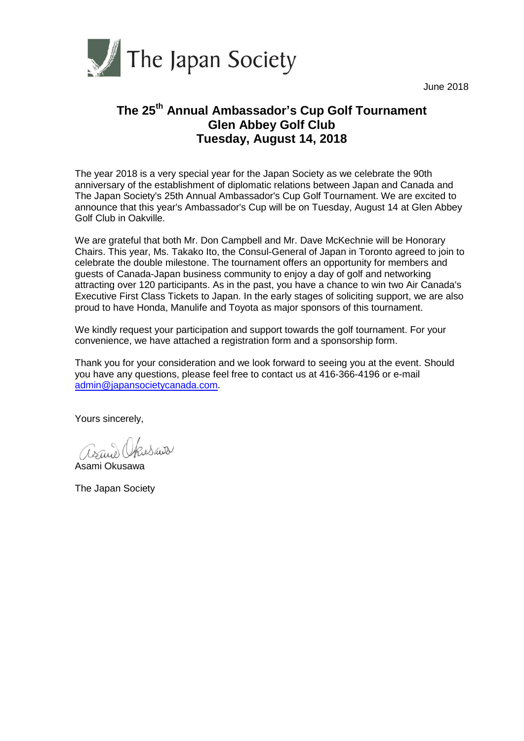The Japan Society

June 2018

# The 25th Annual Ambassador's Cup Golf Tournament
# Glen Abbey Golf Club
# Tuesday, August 14, 2018

The year 2018 is a very special year for the Japan Society as we celebrate the 90th anniversary of the establishment of diplomatic relations between Japan and Canada and The Japan Society's 25th Annual Ambassador's Cup Golf Tournament. We are excited to announce that this year's Ambassador's Cup will be on Tuesday, August 14 at Glen Abbey Golf Club in Oakville.

We are grateful that both Mr. Don Campbell and Mr. Dave McKechnie will be Honorary Chairs. This year, Ms. Takako Ito, the Consul-General of Japan in Toronto agreed to join to celebrate the double milestone. The tournament offers an opportunity for members and guests of Canada-Japan business community to enjoy a day of golf and networking attracting over 120 participants. As in the past, you have a chance to win two Air Canada's Executive First Class Tickets to Japan. In the early stages of soliciting support, we are also proud to have Honda, Manulife and Toyota as major sponsors of this tournament.

We kindly request your participation and support towards the golf tournament. For your convenience, we have attached a registration form and a sponsorship form.

Thank you for your consideration and we look forward to seeing you at the event. Should you have any questions, please feel free to contact us at 416-366-4196 or e-mail admin@japansocietycanada.com.

Yours sincerely,

Asami Okusawa

The Japan Society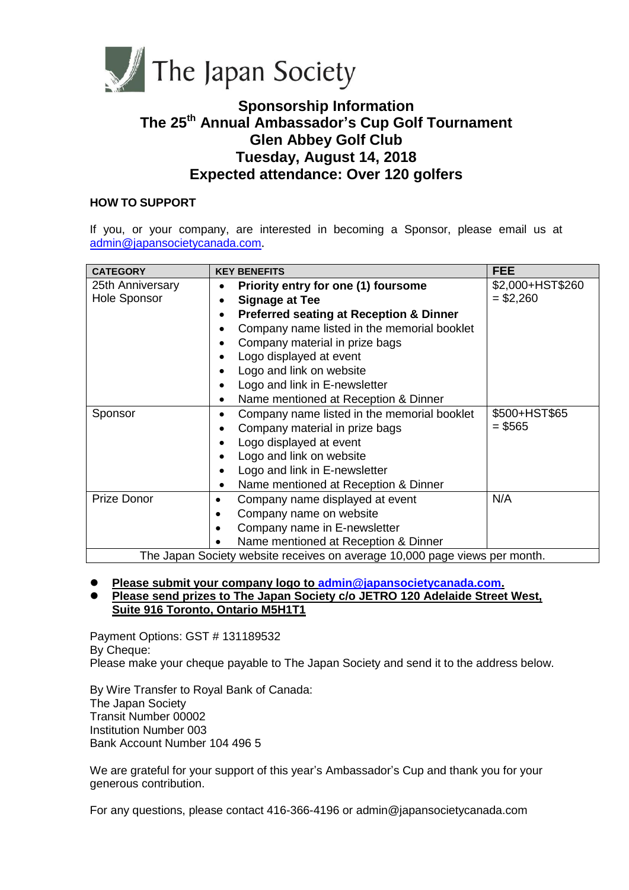# The Japan Society

## Sponsorship Information
## The 25th Annual Ambassador's Cup Golf Tournament
## Glen Abbey Golf Club
## Tuesday, August 14, 2018
## Expected attendance: Over 120 golfers

**HOW TO SUPPORT**

If you, or your company, are interested in becoming a Sponsor, please email us at admin@japansocietycanada.com.

| CATEGORY | KEY BENEFITS | FEE |
|---|---|---|
| 25th Anniversary Hole Sponsor | • **Priority entry for one (1) foursome**<br>• **Signage at Tee**<br>• **Preferred seating at Reception & Dinner**<br>• Company name listed in the memorial booklet<br>• Company material in prize bags<br>• Logo displayed at event<br>• Logo and link on website<br>• Logo and link in E-newsletter<br>• Name mentioned at Reception & Dinner | $2,000+HST$260 = $2,260 |
| Sponsor | • Company name listed in the memorial booklet<br>• Company material in prize bags<br>• Logo displayed at event<br>• Logo and link on website<br>• Logo and link in E-newsletter<br>• Name mentioned at Reception & Dinner | $500+HST$65 = $565 |
| Prize Donor | • Company name displayed at event<br>• Company name on website<br>• Company name in E-newsletter<br>• Name mentioned at Reception & Dinner | N/A |
| The Japan Society website receives on average 10,000 page views per month. | | |

- **Please submit your company logo to admin@japansocietycanada.com.**
- **Please send prizes to The Japan Society c/o JETRO 120 Adelaide Street West, Suite 916 Toronto, Ontario M5H1T1**

Payment Options: GST # 131189532
By Cheque:
Please make your cheque payable to The Japan Society and send it to the address below.

By Wire Transfer to Royal Bank of Canada:
The Japan Society
Transit Number 00002
Institution Number 003
Bank Account Number 104 496 5

We are grateful for your support of this year's Ambassador's Cup and thank you for your generous contribution.

For any questions, please contact 416-366-4196 or admin@japansocietycanada.com